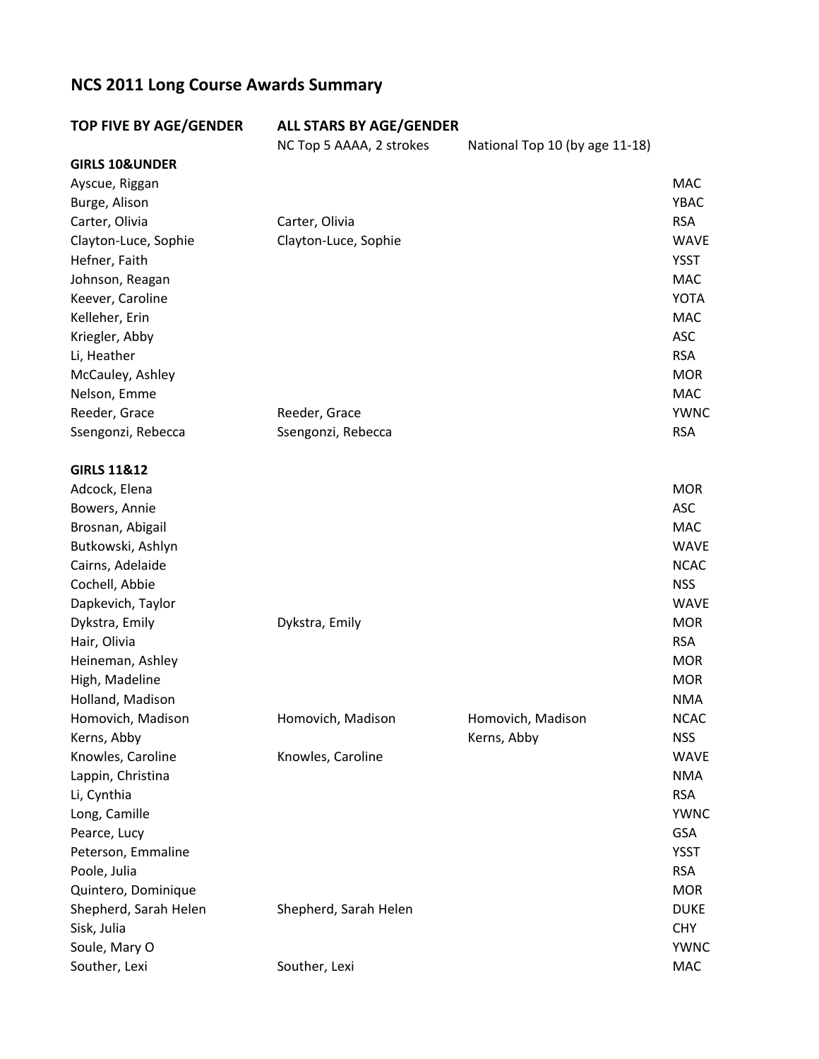# NCS 2011 Long Course Awards Summary

| TOP FIVE BY AGE/GENDER | ALL STARS BY AGE/GENDER | | |
|---|---|---|---|
| | NC Top 5 AAAA, 2 strokes | National Top 10 (by age 11-18) | |
| **GIRLS 10&UNDER** | | | |
| Ayscue, Riggan | | | MAC |
| Burge, Alison | | | YBAC |
| Carter, Olivia | Carter, Olivia | | RSA |
| Clayton-Luce, Sophie | Clayton-Luce, Sophie | | WAVE |
| Hefner, Faith | | | YSST |
| Johnson, Reagan | | | MAC |
| Keever, Caroline | | | YOTA |
| Kelleher, Erin | | | MAC |
| Kriegler, Abby | | | ASC |
| Li, Heather | | | RSA |
| McCauley, Ashley | | | MOR |
| Nelson, Emme | | | MAC |
| Reeder, Grace | Reeder, Grace | | YWNC |
| Ssengonzi, Rebecca | Ssengonzi, Rebecca | | RSA |
| **GIRLS 11&12** | | | |
| Adcock, Elena | | | MOR |
| Bowers, Annie | | | ASC |
| Brosnan, Abigail | | | MAC |
| Butkowski, Ashlyn | | | WAVE |
| Cairns, Adelaide | | | NCAC |
| Cochell, Abbie | | | NSS |
| Dapkevich, Taylor | | | WAVE |
| Dykstra, Emily | Dykstra, Emily | | MOR |
| Hair, Olivia | | | RSA |
| Heineman, Ashley | | | MOR |
| High, Madeline | | | MOR |
| Holland, Madison | | | NMA |
| Homovich, Madison | Homovich, Madison | Homovich, Madison | NCAC |
| Kerns, Abby | | Kerns, Abby | NSS |
| Knowles, Caroline | Knowles, Caroline | | WAVE |
| Lappin, Christina | | | NMA |
| Li, Cynthia | | | RSA |
| Long, Camille | | | YWNC |
| Pearce, Lucy | | | GSA |
| Peterson, Emmaline | | | YSST |
| Poole, Julia | | | RSA |
| Quintero, Dominique | | | MOR |
| Shepherd, Sarah Helen | Shepherd, Sarah Helen | | DUKE |
| Sisk, Julia | | | CHY |
| Soule, Mary O | | | YWNC |
| Souther, Lexi | Souther, Lexi | | MAC |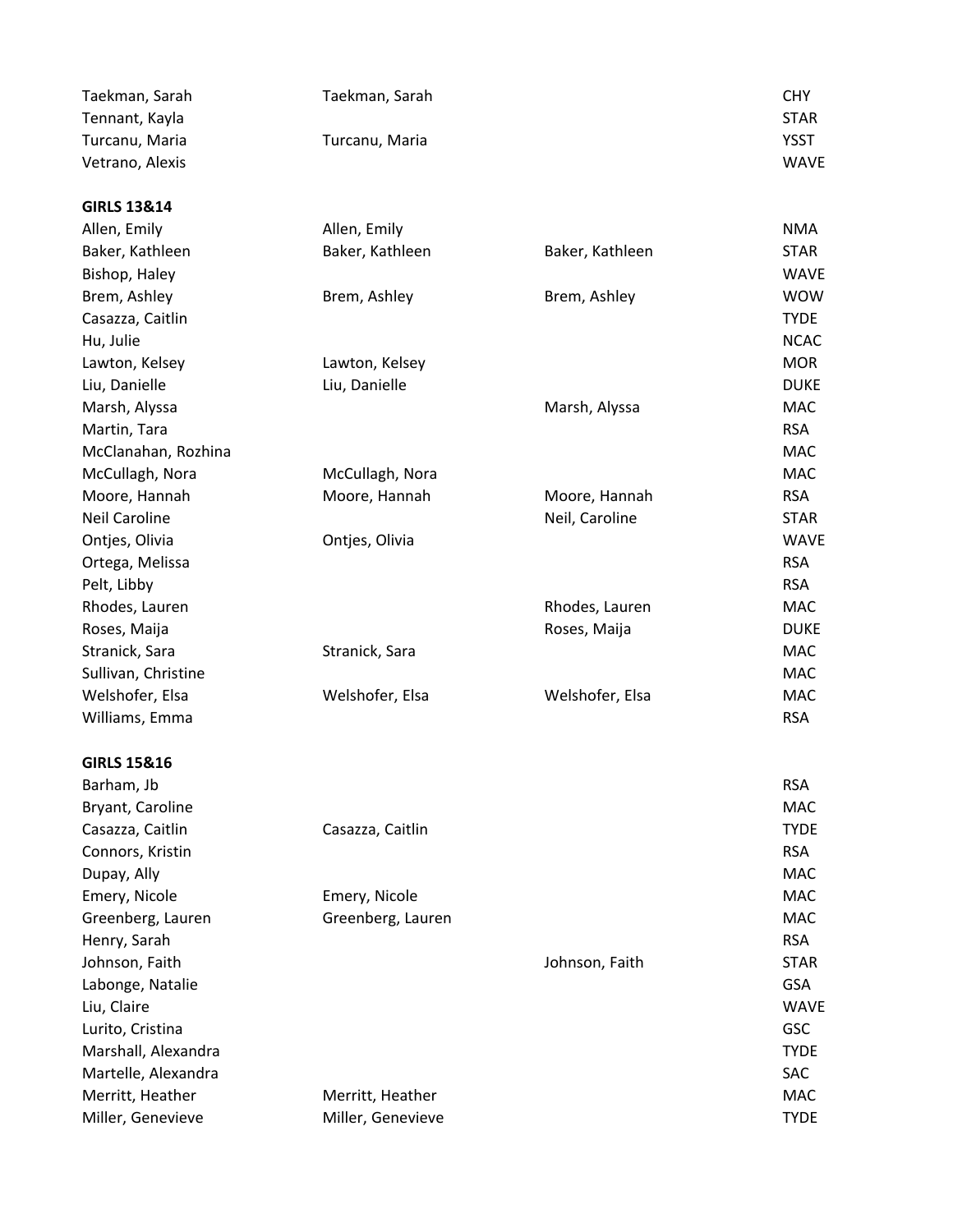| | | | |
|---|---|---|---|
| Taekman, Sarah | Taekman, Sarah | | CHY |
| Tennant, Kayla | | | STAR |
| Turcanu, Maria | Turcanu, Maria | | YSST |
| Vetrano, Alexis | | | WAVE |

**GIRLS 13&14**

| | | | |
|---|---|---|---|
| Allen, Emily | Allen, Emily | | NMA |
| Baker, Kathleen | Baker, Kathleen | Baker, Kathleen | STAR |
| Bishop, Haley | | | WAVE |
| Brem, Ashley | Brem, Ashley | Brem, Ashley | WOW |
| Casazza, Caitlin | | | TYDE |
| Hu, Julie | | | NCAC |
| Lawton, Kelsey | Lawton, Kelsey | | MOR |
| Liu, Danielle | Liu, Danielle | | DUKE |
| Marsh, Alyssa | | Marsh, Alyssa | MAC |
| Martin, Tara | | | RSA |
| McClanahan, Rozhina | | | MAC |
| McCullagh, Nora | McCullagh, Nora | | MAC |
| Moore, Hannah | Moore, Hannah | Moore, Hannah | RSA |
| Neil Caroline | | Neil, Caroline | STAR |
| Ontjes, Olivia | Ontjes, Olivia | | WAVE |
| Ortega, Melissa | | | RSA |
| Pelt, Libby | | | RSA |
| Rhodes, Lauren | | Rhodes, Lauren | MAC |
| Roses, Maija | | Roses, Maija | DUKE |
| Stranick, Sara | Stranick, Sara | | MAC |
| Sullivan, Christine | | | MAC |
| Welshofer, Elsa | Welshofer, Elsa | Welshofer, Elsa | MAC |
| Williams, Emma | | | RSA |

**GIRLS 15&16**

| | | | |
|---|---|---|---|
| Barham, Jb | | | RSA |
| Bryant, Caroline | | | MAC |
| Casazza, Caitlin | Casazza, Caitlin | | TYDE |
| Connors, Kristin | | | RSA |
| Dupay, Ally | | | MAC |
| Emery, Nicole | Emery, Nicole | | MAC |
| Greenberg, Lauren | Greenberg, Lauren | | MAC |
| Henry, Sarah | | | RSA |
| Johnson, Faith | | Johnson, Faith | STAR |
| Labonge, Natalie | | | GSA |
| Liu, Claire | | | WAVE |
| Lurito, Cristina | | | GSC |
| Marshall, Alexandra | | | TYDE |
| Martelle, Alexandra | | | SAC |
| Merritt, Heather | Merritt, Heather | | MAC |
| Miller, Genevieve | Miller, Genevieve | | TYDE |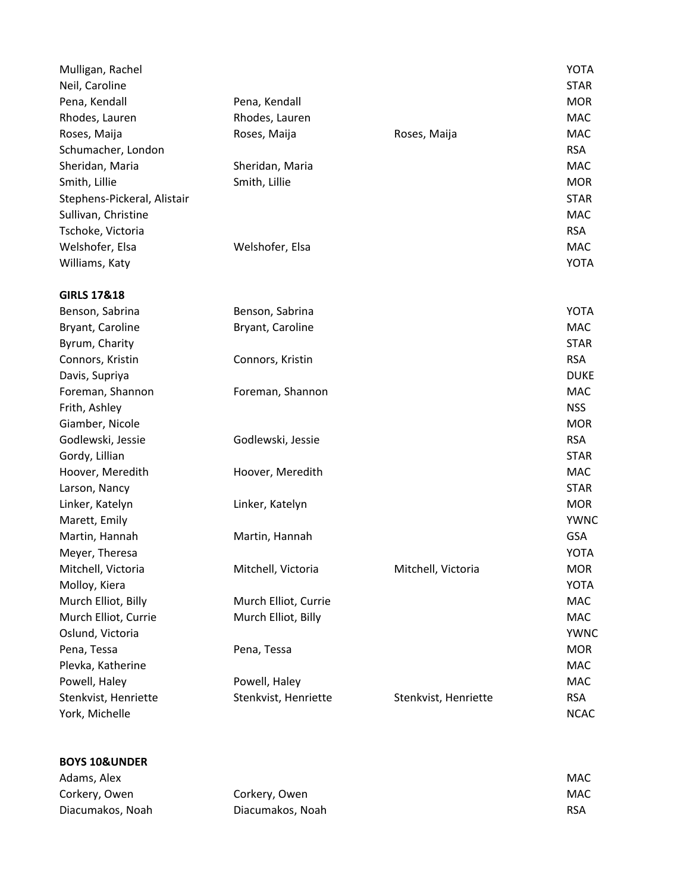| | | | |
|---|---|---|---|
| Mulligan, Rachel | | | YOTA |
| Neil, Caroline | | | STAR |
| Pena, Kendall | Pena, Kendall | | MOR |
| Rhodes, Lauren | Rhodes, Lauren | | MAC |
| Roses, Maija | Roses, Maija | Roses, Maija | MAC |
| Schumacher, London | | | RSA |
| Sheridan, Maria | Sheridan, Maria | | MAC |
| Smith, Lillie | Smith, Lillie | | MOR |
| Stephens-Pickeral, Alistair | | | STAR |
| Sullivan, Christine | | | MAC |
| Tschoke, Victoria | | | RSA |
| Welshofer, Elsa | Welshofer, Elsa | | MAC |
| Williams, Katy | | | YOTA |

**GIRLS 17&18**

| | | | |
|---|---|---|---|
| Benson, Sabrina | Benson, Sabrina | | YOTA |
| Bryant, Caroline | Bryant, Caroline | | MAC |
| Byrum, Charity | | | STAR |
| Connors, Kristin | Connors, Kristin | | RSA |
| Davis, Supriya | | | DUKE |
| Foreman, Shannon | Foreman, Shannon | | MAC |
| Frith, Ashley | | | NSS |
| Giamber, Nicole | | | MOR |
| Godlewski, Jessie | Godlewski, Jessie | | RSA |
| Gordy, Lillian | | | STAR |
| Hoover, Meredith | Hoover, Meredith | | MAC |
| Larson, Nancy | | | STAR |
| Linker, Katelyn | Linker, Katelyn | | MOR |
| Marett, Emily | | | YWNC |
| Martin, Hannah | Martin, Hannah | | GSA |
| Meyer, Theresa | | | YOTA |
| Mitchell, Victoria | Mitchell, Victoria | Mitchell, Victoria | MOR |
| Molloy, Kiera | | | YOTA |
| Murch Elliot, Billy | Murch Elliot, Currie | | MAC |
| Murch Elliot, Currie | Murch Elliot, Billy | | MAC |
| Oslund, Victoria | | | YWNC |
| Pena, Tessa | Pena, Tessa | | MOR |
| Plevka, Katherine | | | MAC |
| Powell, Haley | Powell, Haley | | MAC |
| Stenkvist, Henriette | Stenkvist, Henriette | Stenkvist, Henriette | RSA |
| York, Michelle | | | NCAC |

**BOYS 10&UNDER**

| | | | |
|---|---|---|---|
| Adams, Alex | | | MAC |
| Corkery, Owen | Corkery, Owen | | MAC |
| Diacumakos, Noah | Diacumakos, Noah | | RSA |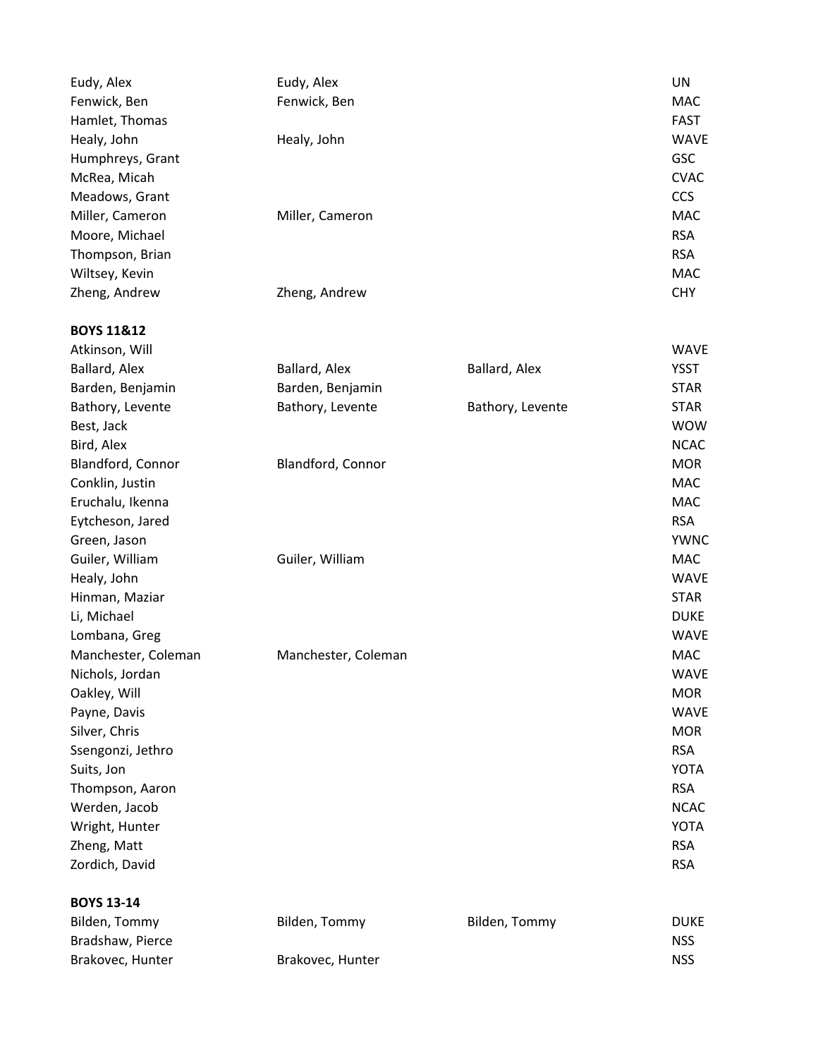| | | | |
|---|---|---|---|
| Eudy, Alex | Eudy, Alex | | UN |
| Fenwick, Ben | Fenwick, Ben | | MAC |
| Hamlet, Thomas | | | FAST |
| Healy, John | Healy, John | | WAVE |
| Humphreys, Grant | | | GSC |
| McRea, Micah | | | CVAC |
| Meadows, Grant | | | CCS |
| Miller, Cameron | Miller, Cameron | | MAC |
| Moore, Michael | | | RSA |
| Thompson, Brian | | | RSA |
| Wiltsey, Kevin | | | MAC |
| Zheng, Andrew | Zheng, Andrew | | CHY |

**BOYS 11&12**

| | | | |
|---|---|---|---|
| Atkinson, Will | | | WAVE |
| Ballard, Alex | Ballard, Alex | Ballard, Alex | YSST |
| Barden, Benjamin | Barden, Benjamin | | STAR |
| Bathory, Levente | Bathory, Levente | Bathory, Levente | STAR |
| Best, Jack | | | WOW |
| Bird, Alex | | | NCAC |
| Blandford, Connor | Blandford, Connor | | MOR |
| Conklin, Justin | | | MAC |
| Eruchalu, Ikenna | | | MAC |
| Eytcheson, Jared | | | RSA |
| Green, Jason | | | YWNC |
| Guiler, William | Guiler, William | | MAC |
| Healy, John | | | WAVE |
| Hinman, Maziar | | | STAR |
| Li, Michael | | | DUKE |
| Lombana, Greg | | | WAVE |
| Manchester, Coleman | Manchester, Coleman | | MAC |
| Nichols, Jordan | | | WAVE |
| Oakley, Will | | | MOR |
| Payne, Davis | | | WAVE |
| Silver, Chris | | | MOR |
| Ssengonzi, Jethro | | | RSA |
| Suits, Jon | | | YOTA |
| Thompson, Aaron | | | RSA |
| Werden, Jacob | | | NCAC |
| Wright, Hunter | | | YOTA |
| Zheng, Matt | | | RSA |
| Zordich, David | | | RSA |

**BOYS 13-14**

| | | | |
|---|---|---|---|
| Bilden, Tommy | Bilden, Tommy | Bilden, Tommy | DUKE |
| Bradshaw, Pierce | | | NSS |
| Brakovec, Hunter | Brakovec, Hunter | | NSS |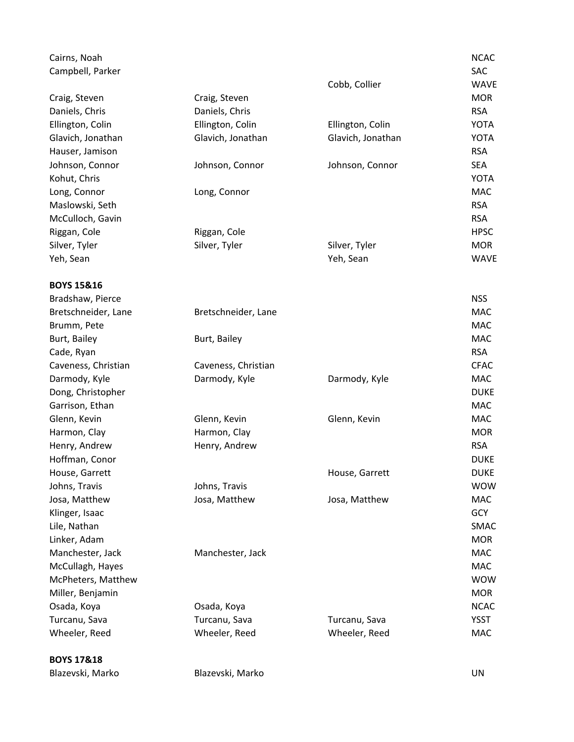| | | | |
|---|---|---|---|
| Cairns, Noah | | | NCAC |
| Campbell, Parker | | | SAC |
| | | Cobb, Collier | WAVE |
| Craig, Steven | Craig, Steven | | MOR |
| Daniels, Chris | Daniels, Chris | | RSA |
| Ellington, Colin | Ellington, Colin | Ellington, Colin | YOTA |
| Glavich, Jonathan | Glavich, Jonathan | Glavich, Jonathan | YOTA |
| Hauser, Jamison | | | RSA |
| Johnson, Connor | Johnson, Connor | Johnson, Connor | SEA |
| Kohut, Chris | | | YOTA |
| Long, Connor | Long, Connor | | MAC |
| Maslowski, Seth | | | RSA |
| McCulloch, Gavin | | | RSA |
| Riggan, Cole | Riggan, Cole | | HPSC |
| Silver, Tyler | Silver, Tyler | Silver, Tyler | MOR |
| Yeh, Sean | | Yeh, Sean | WAVE |

**BOYS 15&16**

| | | | |
|---|---|---|---|
| Bradshaw, Pierce | | | NSS |
| Bretschneider, Lane | Bretschneider, Lane | | MAC |
| Brumm, Pete | | | MAC |
| Burt, Bailey | Burt, Bailey | | MAC |
| Cade, Ryan | | | RSA |
| Caveness, Christian | Caveness, Christian | | CFAC |
| Darmody, Kyle | Darmody, Kyle | Darmody, Kyle | MAC |
| Dong, Christopher | | | DUKE |
| Garrison, Ethan | | | MAC |
| Glenn, Kevin | Glenn, Kevin | Glenn, Kevin | MAC |
| Harmon, Clay | Harmon, Clay | | MOR |
| Henry, Andrew | Henry, Andrew | | RSA |
| Hoffman, Conor | | | DUKE |
| House, Garrett | | House, Garrett | DUKE |
| Johns, Travis | Johns, Travis | | WOW |
| Josa, Matthew | Josa, Matthew | Josa, Matthew | MAC |
| Klinger, Isaac | | | GCY |
| Lile, Nathan | | | SMAC |
| Linker, Adam | | | MOR |
| Manchester, Jack | Manchester, Jack | | MAC |
| McCullagh, Hayes | | | MAC |
| McPheters, Matthew | | | WOW |
| Miller, Benjamin | | | MOR |
| Osada, Koya | Osada, Koya | | NCAC |
| Turcanu, Sava | Turcanu, Sava | Turcanu, Sava | YSST |
| Wheeler, Reed | Wheeler, Reed | Wheeler, Reed | MAC |

**BOYS 17&18**

| | | | |
|---|---|---|---|
| Blazevski, Marko | Blazevski, Marko | | UN |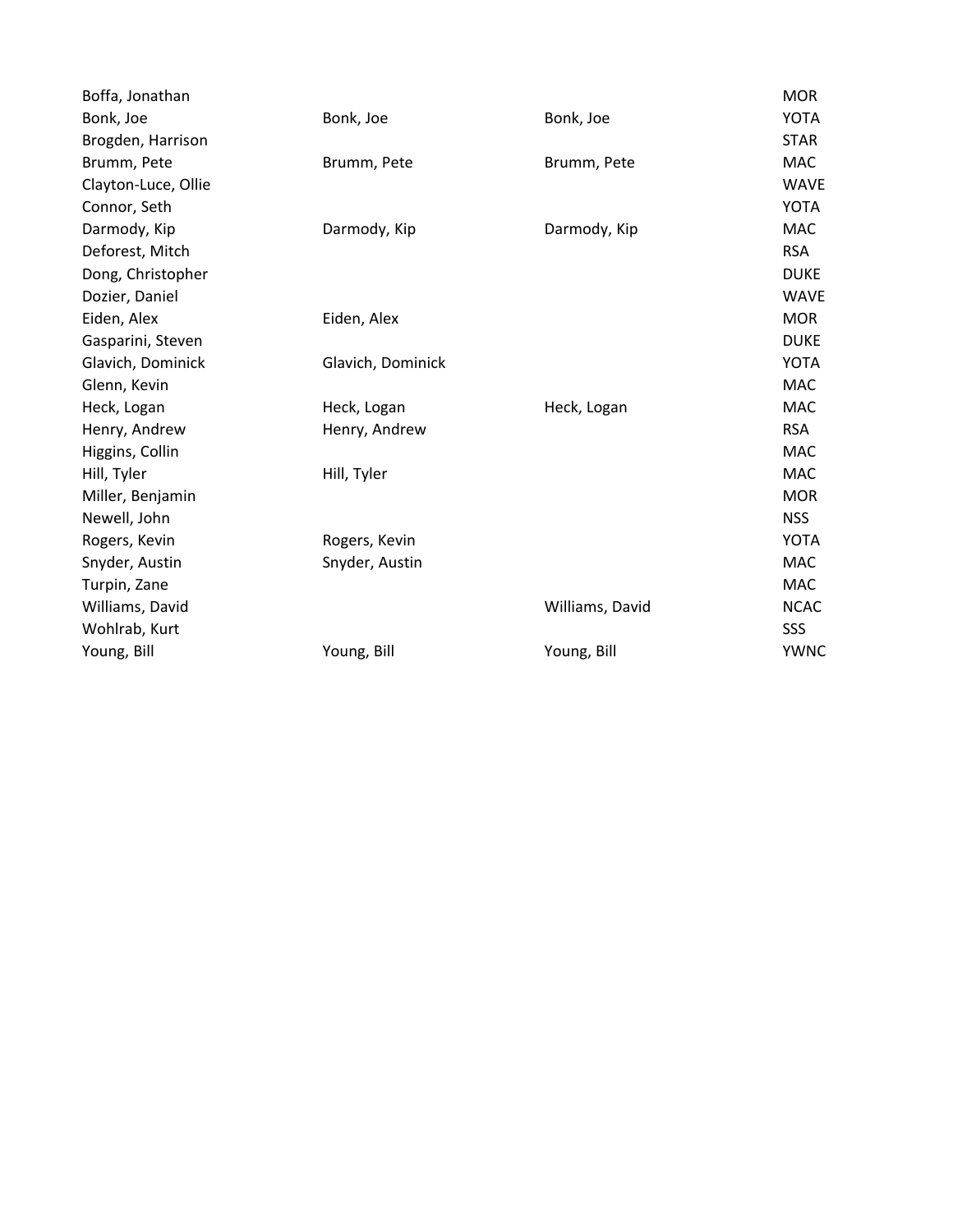| | | | |
|---|---|---|---|
| Boffa, Jonathan | | | MOR |
| Bonk, Joe | Bonk, Joe | Bonk, Joe | YOTA |
| Brogden, Harrison | | | STAR |
| Brumm, Pete | Brumm, Pete | Brumm, Pete | MAC |
| Clayton-Luce, Ollie | | | WAVE |
| Connor, Seth | | | YOTA |
| Darmody, Kip | Darmody, Kip | Darmody, Kip | MAC |
| Deforest, Mitch | | | RSA |
| Dong, Christopher | | | DUKE |
| Dozier, Daniel | | | WAVE |
| Eiden, Alex | Eiden, Alex | | MOR |
| Gasparini, Steven | | | DUKE |
| Glavich, Dominick | Glavich, Dominick | | YOTA |
| Glenn, Kevin | | | MAC |
| Heck, Logan | Heck, Logan | Heck, Logan | MAC |
| Henry, Andrew | Henry, Andrew | | RSA |
| Higgins, Collin | | | MAC |
| Hill, Tyler | Hill, Tyler | | MAC |
| Miller, Benjamin | | | MOR |
| Newell, John | | | NSS |
| Rogers, Kevin | Rogers, Kevin | | YOTA |
| Snyder, Austin | Snyder, Austin | | MAC |
| Turpin, Zane | | | MAC |
| Williams, David | | Williams, David | NCAC |
| Wohlrab, Kurt | | | SSS |
| Young, Bill | Young, Bill | Young, Bill | YWNC |